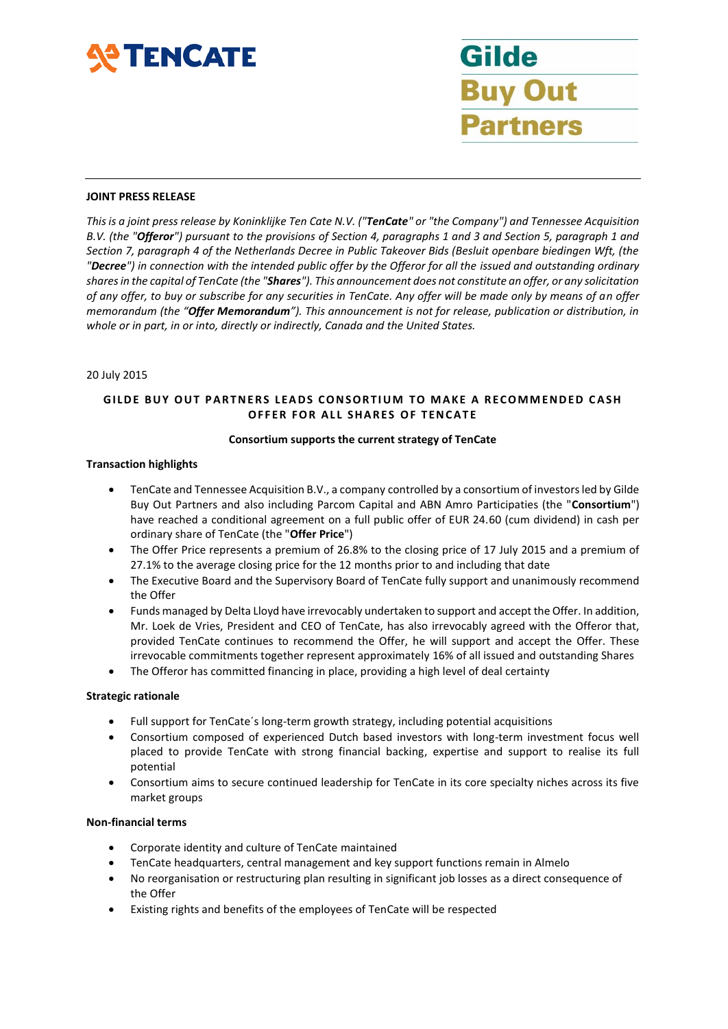TENCATE

Gilde Buy Out Partners

**JOINT PRESS RELEASE**

*This is a joint press release by Koninklijke Ten Cate N.V. ("**TenCate**" or "the Company") and Tennessee Acquisition B.V. (the "**Offeror**") pursuant to the provisions of Section 4, paragraphs 1 and 3 and Section 5, paragraph 1 and Section 7, paragraph 4 of the Netherlands Decree in Public Takeover Bids (Besluit openbare biedingen Wft, (the "**Decree**") in connection with the intended public offer by the Offeror for all the issued and outstanding ordinary shares in the capital of TenCate (the "**Shares**"). This announcement does not constitute an offer, or any solicitation of any offer, to buy or subscribe for any securities in TenCate. Any offer will be made only by means of an offer memorandum (the "**Offer Memorandum**"). This announcement is not for release, publication or distribution, in whole or in part, in or into, directly or indirectly, Canada and the United States.*

20 July 2015

## GILDE BUY OUT PARTNERS LEADS CONSORTIUM TO MAKE A RECOMMENDED CASH OFFER FOR ALL SHARES OF TENCATE

**Consortium supports the current strategy of TenCate**

**Transaction highlights**

- TenCate and Tennessee Acquisition B.V., a company controlled by a consortium of investors led by Gilde Buy Out Partners and also including Parcom Capital and ABN Amro Participaties (the "**Consortium**") have reached a conditional agreement on a full public offer of EUR 24.60 (cum dividend) in cash per ordinary share of TenCate (the "**Offer Price**")
- The Offer Price represents a premium of 26.8% to the closing price of 17 July 2015 and a premium of 27.1% to the average closing price for the 12 months prior to and including that date
- The Executive Board and the Supervisory Board of TenCate fully support and unanimously recommend the Offer
- Funds managed by Delta Lloyd have irrevocably undertaken to support and accept the Offer. In addition, Mr. Loek de Vries, President and CEO of TenCate, has also irrevocably agreed with the Offeror that, provided TenCate continues to recommend the Offer, he will support and accept the Offer. These irrevocable commitments together represent approximately 16% of all issued and outstanding Shares
- The Offeror has committed financing in place, providing a high level of deal certainty

**Strategic rationale**

- Full support for TenCate´s long-term growth strategy, including potential acquisitions
- Consortium composed of experienced Dutch based investors with long-term investment focus well placed to provide TenCate with strong financial backing, expertise and support to realise its full potential
- Consortium aims to secure continued leadership for TenCate in its core specialty niches across its five market groups

**Non-financial terms**

- Corporate identity and culture of TenCate maintained
- TenCate headquarters, central management and key support functions remain in Almelo
- No reorganisation or restructuring plan resulting in significant job losses as a direct consequence of the Offer
- Existing rights and benefits of the employees of TenCate will be respected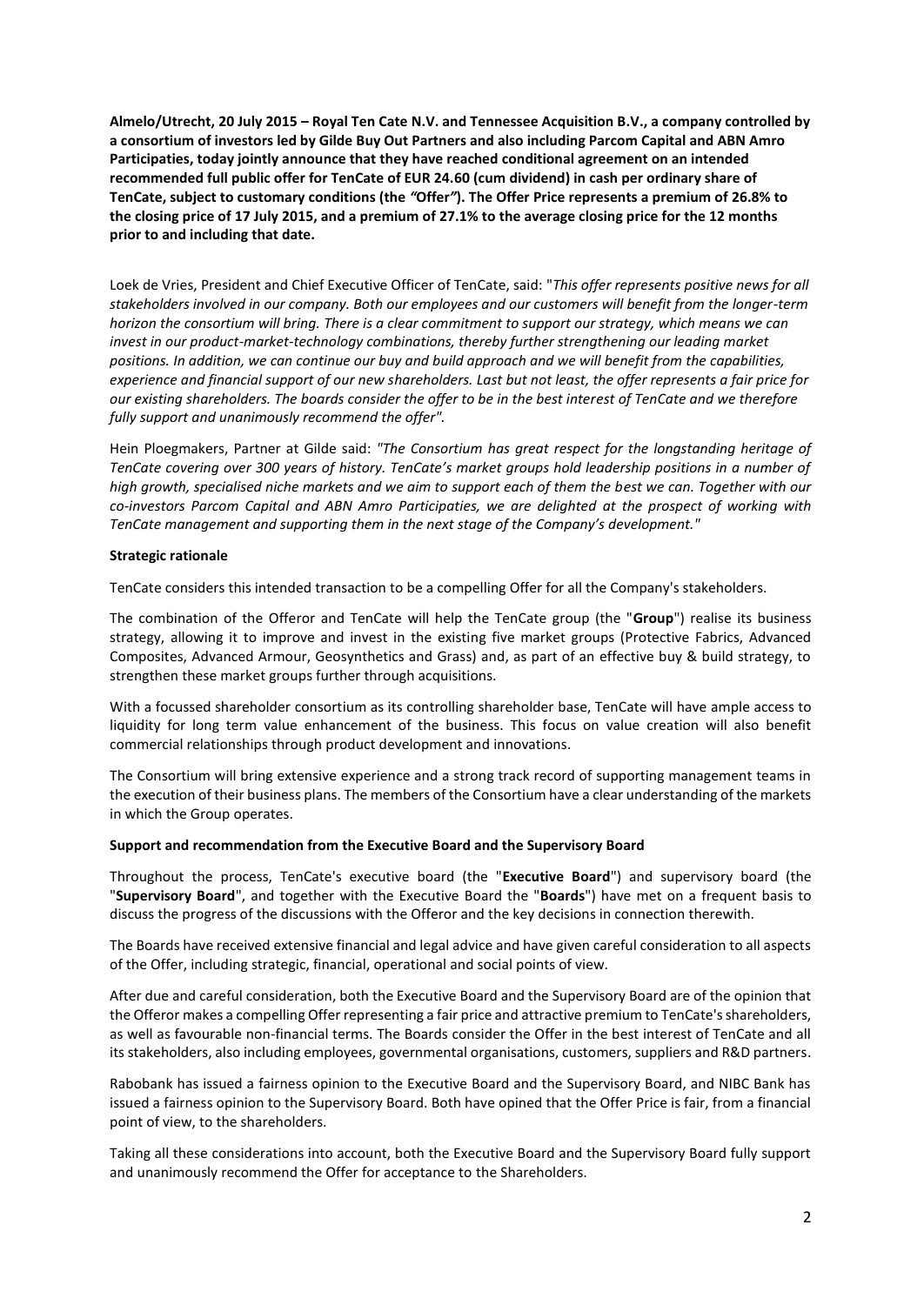**Almelo/Utrecht, 20 July 2015 – Royal Ten Cate N.V. and Tennessee Acquisition B.V., a company controlled by a consortium of investors led by Gilde Buy Out Partners and also including Parcom Capital and ABN Amro Participaties, today jointly announce that they have reached conditional agreement on an intended recommended full public offer for TenCate of EUR 24.60 (cum dividend) in cash per ordinary share of TenCate, subject to customary conditions (the *"*Offer*"*). The Offer Price represents a premium of 26.8% to the closing price of 17 July 2015, and a premium of 27.1% to the average closing price for the 12 months prior to and including that date.**

Loek de Vries, President and Chief Executive Officer of TenCate, said: "*This offer represents positive news for all stakeholders involved in our company. Both our employees and our customers will benefit from the longer-term horizon the consortium will bring. There is a clear commitment to support our strategy, which means we can invest in our product-market-technology combinations, thereby further strengthening our leading market positions. In addition, we can continue our buy and build approach and we will benefit from the capabilities, experience and financial support of our new shareholders. Last but not least, the offer represents a fair price for our existing shareholders. The boards consider the offer to be in the best interest of TenCate and we therefore fully support and unanimously recommend the offer".*

Hein Ploegmakers, Partner at Gilde said: *"The Consortium has great respect for the longstanding heritage of TenCate covering over 300 years of history. TenCate's market groups hold leadership positions in a number of high growth, specialised niche markets and we aim to support each of them the best we can. Together with our co-investors Parcom Capital and ABN Amro Participaties, we are delighted at the prospect of working with TenCate management and supporting them in the next stage of the Company's development."*

**Strategic rationale**

TenCate considers this intended transaction to be a compelling Offer for all the Company's stakeholders.

The combination of the Offeror and TenCate will help the TenCate group (the "**Group**") realise its business strategy, allowing it to improve and invest in the existing five market groups (Protective Fabrics, Advanced Composites, Advanced Armour, Geosynthetics and Grass) and, as part of an effective buy & build strategy, to strengthen these market groups further through acquisitions.

With a focussed shareholder consortium as its controlling shareholder base, TenCate will have ample access to liquidity for long term value enhancement of the business. This focus on value creation will also benefit commercial relationships through product development and innovations.

The Consortium will bring extensive experience and a strong track record of supporting management teams in the execution of their business plans. The members of the Consortium have a clear understanding of the markets in which the Group operates.

**Support and recommendation from the Executive Board and the Supervisory Board**

Throughout the process, TenCate's executive board (the "**Executive Board**") and supervisory board (the "**Supervisory Board**", and together with the Executive Board the "**Boards**") have met on a frequent basis to discuss the progress of the discussions with the Offeror and the key decisions in connection therewith.

The Boards have received extensive financial and legal advice and have given careful consideration to all aspects of the Offer, including strategic, financial, operational and social points of view.

After due and careful consideration, both the Executive Board and the Supervisory Board are of the opinion that the Offeror makes a compelling Offer representing a fair price and attractive premium to TenCate's shareholders, as well as favourable non-financial terms. The Boards consider the Offer in the best interest of TenCate and all its stakeholders, also including employees, governmental organisations, customers, suppliers and R&D partners.

Rabobank has issued a fairness opinion to the Executive Board and the Supervisory Board, and NIBC Bank has issued a fairness opinion to the Supervisory Board. Both have opined that the Offer Price is fair, from a financial point of view, to the shareholders.

Taking all these considerations into account, both the Executive Board and the Supervisory Board fully support and unanimously recommend the Offer for acceptance to the Shareholders.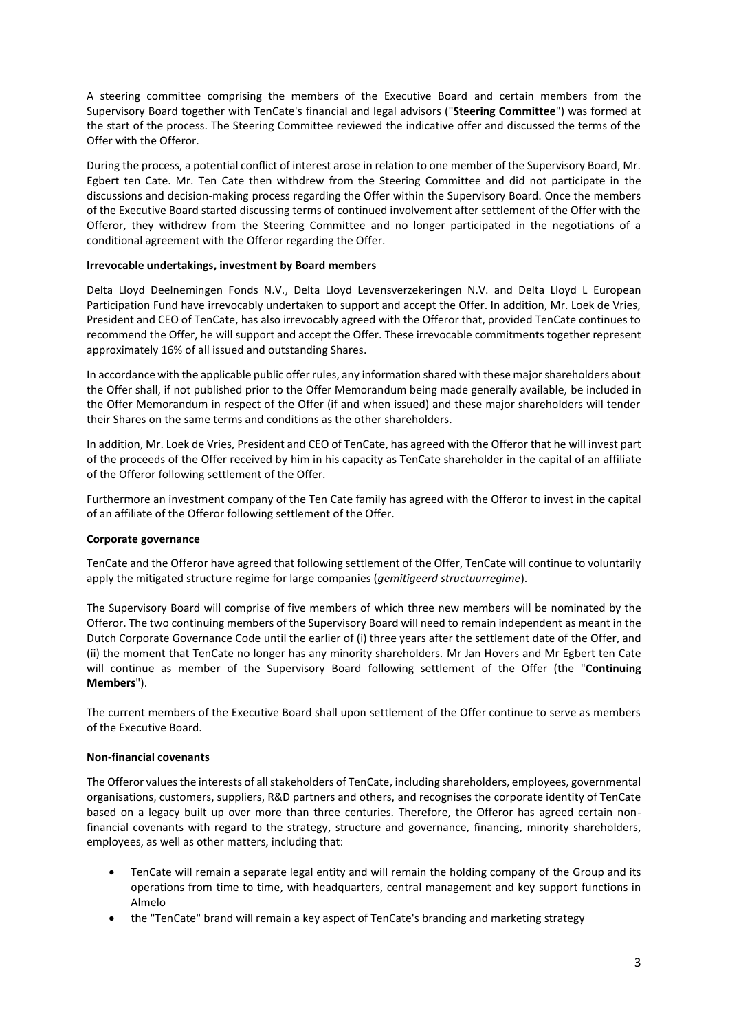A steering committee comprising the members of the Executive Board and certain members from the Supervisory Board together with TenCate's financial and legal advisors ("**Steering Committee**") was formed at the start of the process. The Steering Committee reviewed the indicative offer and discussed the terms of the Offer with the Offeror.

During the process, a potential conflict of interest arose in relation to one member of the Supervisory Board, Mr. Egbert ten Cate. Mr. Ten Cate then withdrew from the Steering Committee and did not participate in the discussions and decision-making process regarding the Offer within the Supervisory Board. Once the members of the Executive Board started discussing terms of continued involvement after settlement of the Offer with the Offeror, they withdrew from the Steering Committee and no longer participated in the negotiations of a conditional agreement with the Offeror regarding the Offer.

**Irrevocable undertakings, investment by Board members**

Delta Lloyd Deelnemingen Fonds N.V., Delta Lloyd Levensverzekeringen N.V. and Delta Lloyd L European Participation Fund have irrevocably undertaken to support and accept the Offer. In addition, Mr. Loek de Vries, President and CEO of TenCate, has also irrevocably agreed with the Offeror that, provided TenCate continues to recommend the Offer, he will support and accept the Offer. These irrevocable commitments together represent approximately 16% of all issued and outstanding Shares.

In accordance with the applicable public offer rules, any information shared with these major shareholders about the Offer shall, if not published prior to the Offer Memorandum being made generally available, be included in the Offer Memorandum in respect of the Offer (if and when issued) and these major shareholders will tender their Shares on the same terms and conditions as the other shareholders.

In addition, Mr. Loek de Vries, President and CEO of TenCate, has agreed with the Offeror that he will invest part of the proceeds of the Offer received by him in his capacity as TenCate shareholder in the capital of an affiliate of the Offeror following settlement of the Offer.

Furthermore an investment company of the Ten Cate family has agreed with the Offeror to invest in the capital of an affiliate of the Offeror following settlement of the Offer.

**Corporate governance**

TenCate and the Offeror have agreed that following settlement of the Offer, TenCate will continue to voluntarily apply the mitigated structure regime for large companies (*gemitigeerd structuurregime*).

The Supervisory Board will comprise of five members of which three new members will be nominated by the Offeror. The two continuing members of the Supervisory Board will need to remain independent as meant in the Dutch Corporate Governance Code until the earlier of (i) three years after the settlement date of the Offer, and (ii) the moment that TenCate no longer has any minority shareholders. Mr Jan Hovers and Mr Egbert ten Cate will continue as member of the Supervisory Board following settlement of the Offer (the "**Continuing Members**").

The current members of the Executive Board shall upon settlement of the Offer continue to serve as members of the Executive Board.

**Non-financial covenants**

The Offeror values the interests of all stakeholders of TenCate, including shareholders, employees, governmental organisations, customers, suppliers, R&D partners and others, and recognises the corporate identity of TenCate based on a legacy built up over more than three centuries. Therefore, the Offeror has agreed certain non-financial covenants with regard to the strategy, structure and governance, financing, minority shareholders, employees, as well as other matters, including that:

- TenCate will remain a separate legal entity and will remain the holding company of the Group and its operations from time to time, with headquarters, central management and key support functions in Almelo
- the "TenCate" brand will remain a key aspect of TenCate's branding and marketing strategy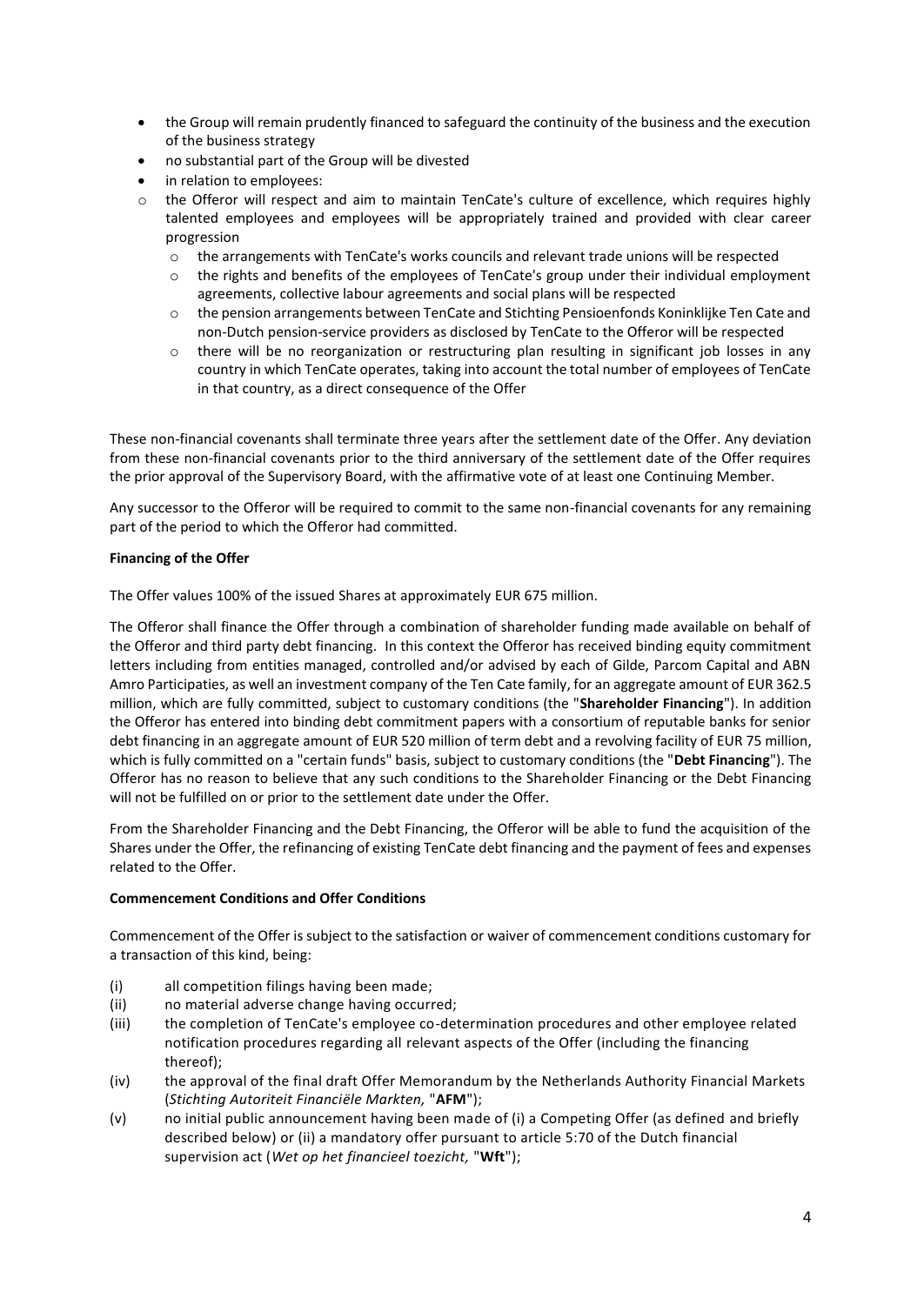- the Group will remain prudently financed to safeguard the continuity of the business and the execution of the business strategy
- no substantial part of the Group will be divested
- in relation to employees:
  - the Offeror will respect and aim to maintain TenCate's culture of excellence, which requires highly talented employees and employees will be appropriately trained and provided with clear career progression
  - the arrangements with TenCate's works councils and relevant trade unions will be respected
  - the rights and benefits of the employees of TenCate's group under their individual employment agreements, collective labour agreements and social plans will be respected
  - the pension arrangements between TenCate and Stichting Pensioenfonds Koninklijke Ten Cate and non-Dutch pension-service providers as disclosed by TenCate to the Offeror will be respected
  - there will be no reorganization or restructuring plan resulting in significant job losses in any country in which TenCate operates, taking into account the total number of employees of TenCate in that country, as a direct consequence of the Offer

These non-financial covenants shall terminate three years after the settlement date of the Offer. Any deviation from these non-financial covenants prior to the third anniversary of the settlement date of the Offer requires the prior approval of the Supervisory Board, with the affirmative vote of at least one Continuing Member.

Any successor to the Offeror will be required to commit to the same non-financial covenants for any remaining part of the period to which the Offeror had committed.

**Financing of the Offer**

The Offer values 100% of the issued Shares at approximately EUR 675 million.

The Offeror shall finance the Offer through a combination of shareholder funding made available on behalf of the Offeror and third party debt financing. In this context the Offeror has received binding equity commitment letters including from entities managed, controlled and/or advised by each of Gilde, Parcom Capital and ABN Amro Participaties, as well an investment company of the Ten Cate family, for an aggregate amount of EUR 362.5 million, which are fully committed, subject to customary conditions (the "**Shareholder Financing**"). In addition the Offeror has entered into binding debt commitment papers with a consortium of reputable banks for senior debt financing in an aggregate amount of EUR 520 million of term debt and a revolving facility of EUR 75 million, which is fully committed on a "certain funds" basis, subject to customary conditions (the "**Debt Financing**"). The Offeror has no reason to believe that any such conditions to the Shareholder Financing or the Debt Financing will not be fulfilled on or prior to the settlement date under the Offer.

From the Shareholder Financing and the Debt Financing, the Offeror will be able to fund the acquisition of the Shares under the Offer, the refinancing of existing TenCate debt financing and the payment of fees and expenses related to the Offer.

**Commencement Conditions and Offer Conditions**

Commencement of the Offer is subject to the satisfaction or waiver of commencement conditions customary for a transaction of this kind, being:

(i) all competition filings having been made;

(ii) no material adverse change having occurred;

(iii) the completion of TenCate's employee co-determination procedures and other employee related notification procedures regarding all relevant aspects of the Offer (including the financing thereof);

(iv) the approval of the final draft Offer Memorandum by the Netherlands Authority Financial Markets (*Stichting Autoriteit Financiële Markten,* "**AFM**");

(v) no initial public announcement having been made of (i) a Competing Offer (as defined and briefly described below) or (ii) a mandatory offer pursuant to article 5:70 of the Dutch financial supervision act (*Wet op het financieel toezicht,* "**Wft**");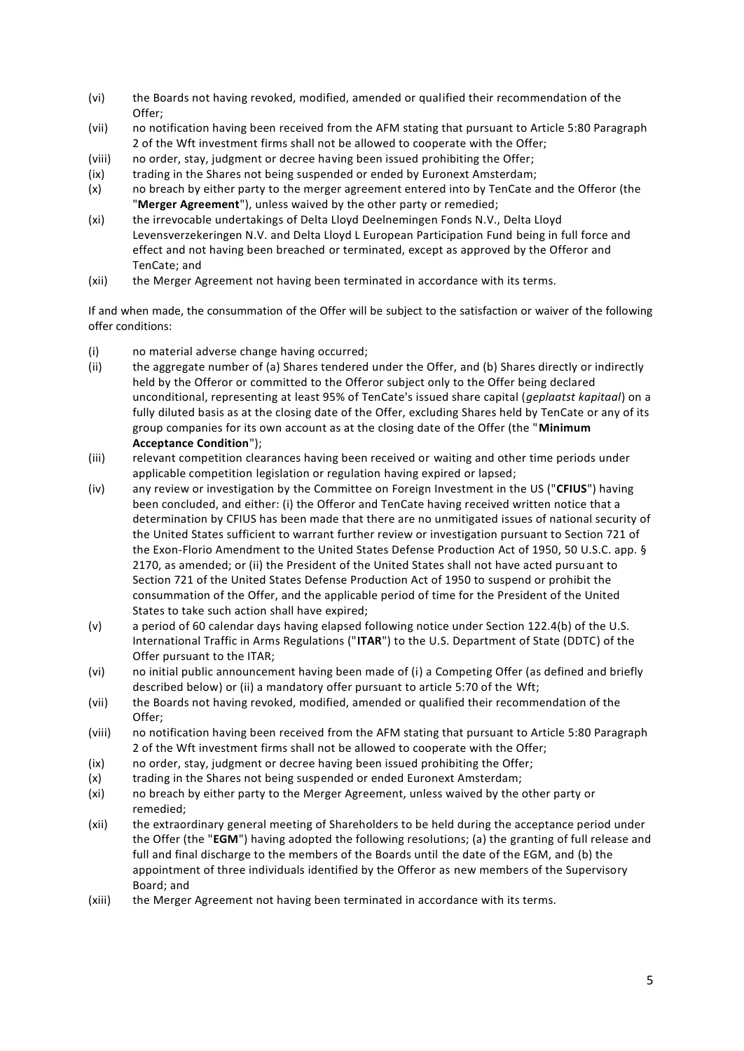(vi) the Boards not having revoked, modified, amended or qualified their recommendation of the Offer;

(vii) no notification having been received from the AFM stating that pursuant to Article 5:80 Paragraph 2 of the Wft investment firms shall not be allowed to cooperate with the Offer;

(viii) no order, stay, judgment or decree having been issued prohibiting the Offer;

(ix) trading in the Shares not being suspended or ended by Euronext Amsterdam;

(x) no breach by either party to the merger agreement entered into by TenCate and the Offeror (the "**Merger Agreement**"), unless waived by the other party or remedied;

(xi) the irrevocable undertakings of Delta Lloyd Deelnemingen Fonds N.V., Delta Lloyd Levensverzekeringen N.V. and Delta Lloyd L European Participation Fund being in full force and effect and not having been breached or terminated, except as approved by the Offeror and TenCate; and

(xii) the Merger Agreement not having been terminated in accordance with its terms.

If and when made, the consummation of the Offer will be subject to the satisfaction or waiver of the following offer conditions:

(i) no material adverse change having occurred;

(ii) the aggregate number of (a) Shares tendered under the Offer, and (b) Shares directly or indirectly held by the Offeror or committed to the Offeror subject only to the Offer being declared unconditional, representing at least 95% of TenCate's issued share capital (*geplaatst kapitaal*) on a fully diluted basis as at the closing date of the Offer, excluding Shares held by TenCate or any of its group companies for its own account as at the closing date of the Offer (the "**Minimum Acceptance Condition**");

(iii) relevant competition clearances having been received or waiting and other time periods under applicable competition legislation or regulation having expired or lapsed;

(iv) any review or investigation by the Committee on Foreign Investment in the US ("**CFIUS**") having been concluded, and either: (i) the Offeror and TenCate having received written notice that a determination by CFIUS has been made that there are no unmitigated issues of national security of the United States sufficient to warrant further review or investigation pursuant to Section 721 of the Exon-Florio Amendment to the United States Defense Production Act of 1950, 50 U.S.C. app. § 2170, as amended; or (ii) the President of the United States shall not have acted pursuant to Section 721 of the United States Defense Production Act of 1950 to suspend or prohibit the consummation of the Offer, and the applicable period of time for the President of the United States to take such action shall have expired;

(v) a period of 60 calendar days having elapsed following notice under Section 122.4(b) of the U.S. International Traffic in Arms Regulations ("**ITAR**") to the U.S. Department of State (DDTC) of the Offer pursuant to the ITAR;

(vi) no initial public announcement having been made of (i) a Competing Offer (as defined and briefly described below) or (ii) a mandatory offer pursuant to article 5:70 of the Wft;

(vii) the Boards not having revoked, modified, amended or qualified their recommendation of the Offer;

(viii) no notification having been received from the AFM stating that pursuant to Article 5:80 Paragraph 2 of the Wft investment firms shall not be allowed to cooperate with the Offer;

(ix) no order, stay, judgment or decree having been issued prohibiting the Offer;

(x) trading in the Shares not being suspended or ended Euronext Amsterdam;

(xi) no breach by either party to the Merger Agreement, unless waived by the other party or remedied;

(xii) the extraordinary general meeting of Shareholders to be held during the acceptance period under the Offer (the "**EGM**") having adopted the following resolutions; (a) the granting of full release and full and final discharge to the members of the Boards until the date of the EGM, and (b) the appointment of three individuals identified by the Offeror as new members of the Supervisory Board; and

(xiii) the Merger Agreement not having been terminated in accordance with its terms.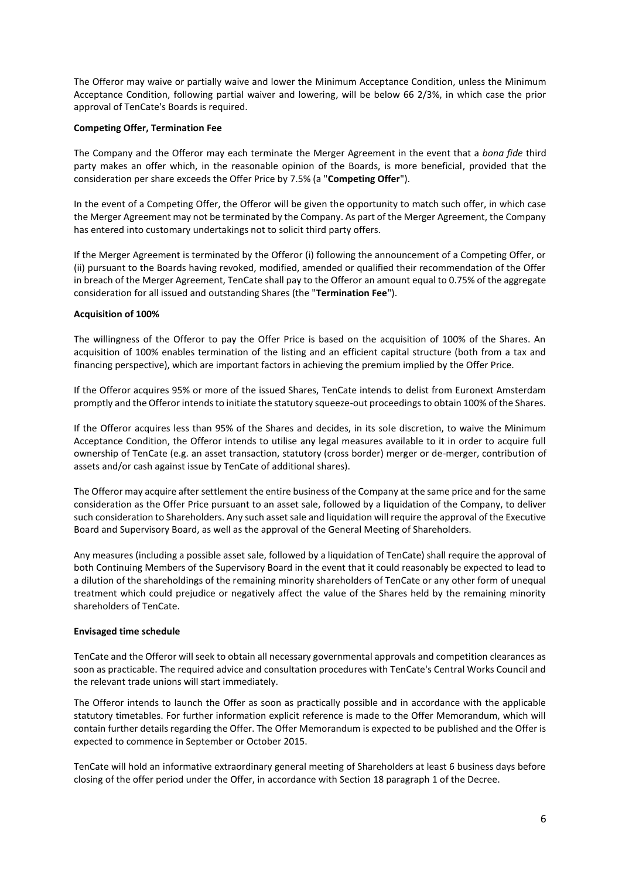The Offeror may waive or partially waive and lower the Minimum Acceptance Condition, unless the Minimum Acceptance Condition, following partial waiver and lowering, will be below 66 2/3%, in which case the prior approval of TenCate's Boards is required.

**Competing Offer, Termination Fee**

The Company and the Offeror may each terminate the Merger Agreement in the event that a *bona fide* third party makes an offer which, in the reasonable opinion of the Boards, is more beneficial, provided that the consideration per share exceeds the Offer Price by 7.5% (a "**Competing Offer**").

In the event of a Competing Offer, the Offeror will be given the opportunity to match such offer, in which case the Merger Agreement may not be terminated by the Company. As part of the Merger Agreement, the Company has entered into customary undertakings not to solicit third party offers.

If the Merger Agreement is terminated by the Offeror (i) following the announcement of a Competing Offer, or (ii) pursuant to the Boards having revoked, modified, amended or qualified their recommendation of the Offer in breach of the Merger Agreement, TenCate shall pay to the Offeror an amount equal to 0.75% of the aggregate consideration for all issued and outstanding Shares (the "**Termination Fee**").

**Acquisition of 100%**

The willingness of the Offeror to pay the Offer Price is based on the acquisition of 100% of the Shares. An acquisition of 100% enables termination of the listing and an efficient capital structure (both from a tax and financing perspective), which are important factors in achieving the premium implied by the Offer Price.

If the Offeror acquires 95% or more of the issued Shares, TenCate intends to delist from Euronext Amsterdam promptly and the Offeror intends to initiate the statutory squeeze-out proceedings to obtain 100% of the Shares.

If the Offeror acquires less than 95% of the Shares and decides, in its sole discretion, to waive the Minimum Acceptance Condition, the Offeror intends to utilise any legal measures available to it in order to acquire full ownership of TenCate (e.g. an asset transaction, statutory (cross border) merger or de-merger, contribution of assets and/or cash against issue by TenCate of additional shares).

The Offeror may acquire after settlement the entire business of the Company at the same price and for the same consideration as the Offer Price pursuant to an asset sale, followed by a liquidation of the Company, to deliver such consideration to Shareholders. Any such asset sale and liquidation will require the approval of the Executive Board and Supervisory Board, as well as the approval of the General Meeting of Shareholders.

Any measures (including a possible asset sale, followed by a liquidation of TenCate) shall require the approval of both Continuing Members of the Supervisory Board in the event that it could reasonably be expected to lead to a dilution of the shareholdings of the remaining minority shareholders of TenCate or any other form of unequal treatment which could prejudice or negatively affect the value of the Shares held by the remaining minority shareholders of TenCate.

**Envisaged time schedule**

TenCate and the Offeror will seek to obtain all necessary governmental approvals and competition clearances as soon as practicable. The required advice and consultation procedures with TenCate's Central Works Council and the relevant trade unions will start immediately.

The Offeror intends to launch the Offer as soon as practically possible and in accordance with the applicable statutory timetables. For further information explicit reference is made to the Offer Memorandum, which will contain further details regarding the Offer. The Offer Memorandum is expected to be published and the Offer is expected to commence in September or October 2015.

TenCate will hold an informative extraordinary general meeting of Shareholders at least 6 business days before closing of the offer period under the Offer, in accordance with Section 18 paragraph 1 of the Decree.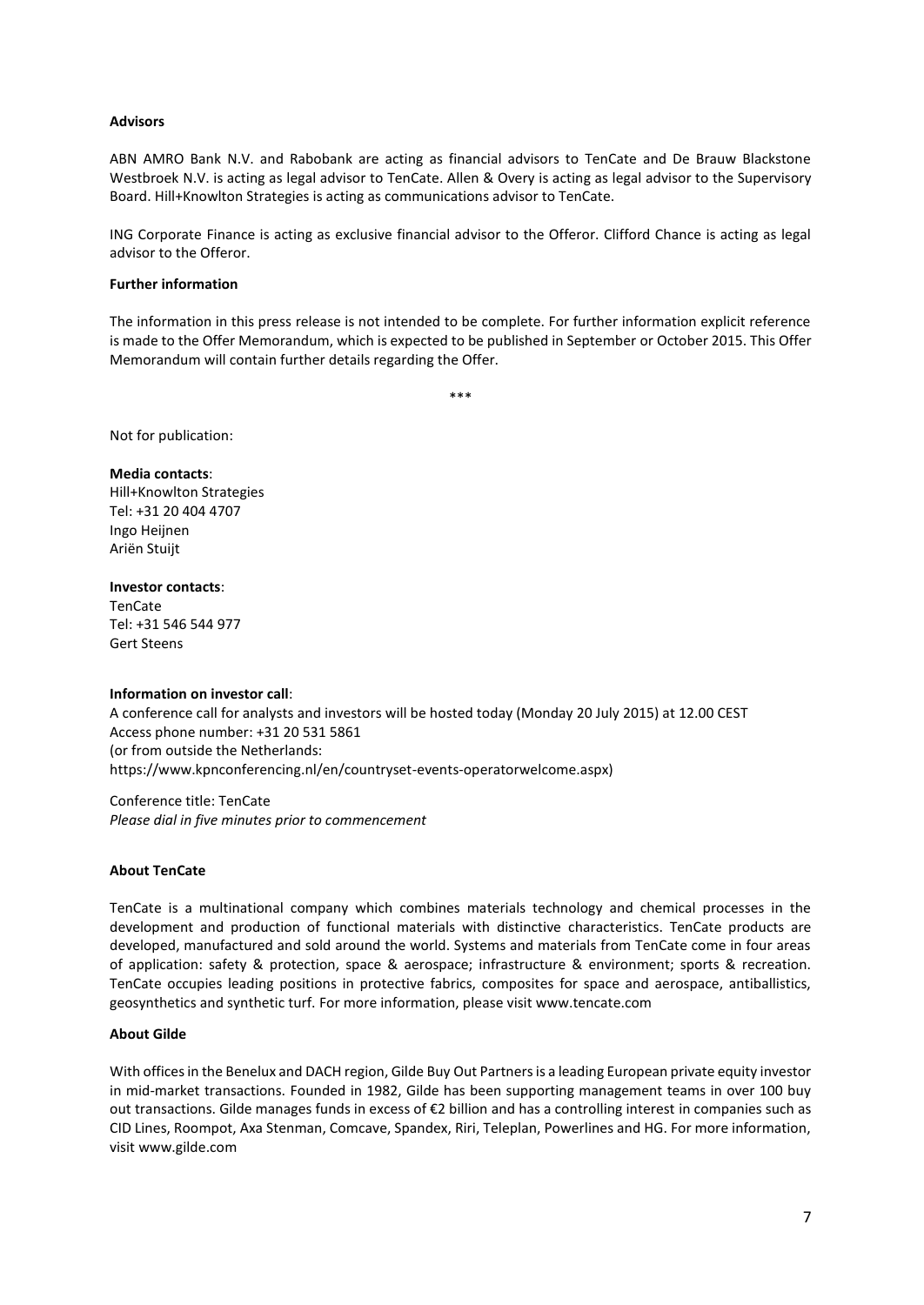**Advisors**

ABN AMRO Bank N.V. and Rabobank are acting as financial advisors to TenCate and De Brauw Blackstone Westbroek N.V. is acting as legal advisor to TenCate. Allen & Overy is acting as legal advisor to the Supervisory Board. Hill+Knowlton Strategies is acting as communications advisor to TenCate.

ING Corporate Finance is acting as exclusive financial advisor to the Offeror. Clifford Chance is acting as legal advisor to the Offeror.

**Further information**

The information in this press release is not intended to be complete. For further information explicit reference is made to the Offer Memorandum, which is expected to be published in September or October 2015. This Offer Memorandum will contain further details regarding the Offer.

\*\*\*

Not for publication:

**Media contacts**:
Hill+Knowlton Strategies
Tel: +31 20 404 4707
Ingo Heijnen
Ariën Stuijt

**Investor contacts**:
TenCate
Tel: +31 546 544 977
Gert Steens

**Information on investor call**:
A conference call for analysts and investors will be hosted today (Monday 20 July 2015) at 12.00 CEST
Access phone number: +31 20 531 5861
(or from outside the Netherlands:
https://www.kpnconferencing.nl/en/countryset-events-operatorwelcome.aspx)

Conference title: TenCate
*Please dial in five minutes prior to commencement*

**About TenCate**

TenCate is a multinational company which combines materials technology and chemical processes in the development and production of functional materials with distinctive characteristics. TenCate products are developed, manufactured and sold around the world. Systems and materials from TenCate come in four areas of application: safety & protection, space & aerospace; infrastructure & environment; sports & recreation. TenCate occupies leading positions in protective fabrics, composites for space and aerospace, antiballistics, geosynthetics and synthetic turf. For more information, please visit www.tencate.com

**About Gilde**

With offices in the Benelux and DACH region, Gilde Buy Out Partners is a leading European private equity investor in mid-market transactions. Founded in 1982, Gilde has been supporting management teams in over 100 buy out transactions. Gilde manages funds in excess of €2 billion and has a controlling interest in companies such as CID Lines, Roompot, Axa Stenman, Comcave, Spandex, Riri, Teleplan, Powerlines and HG. For more information, visit www.gilde.com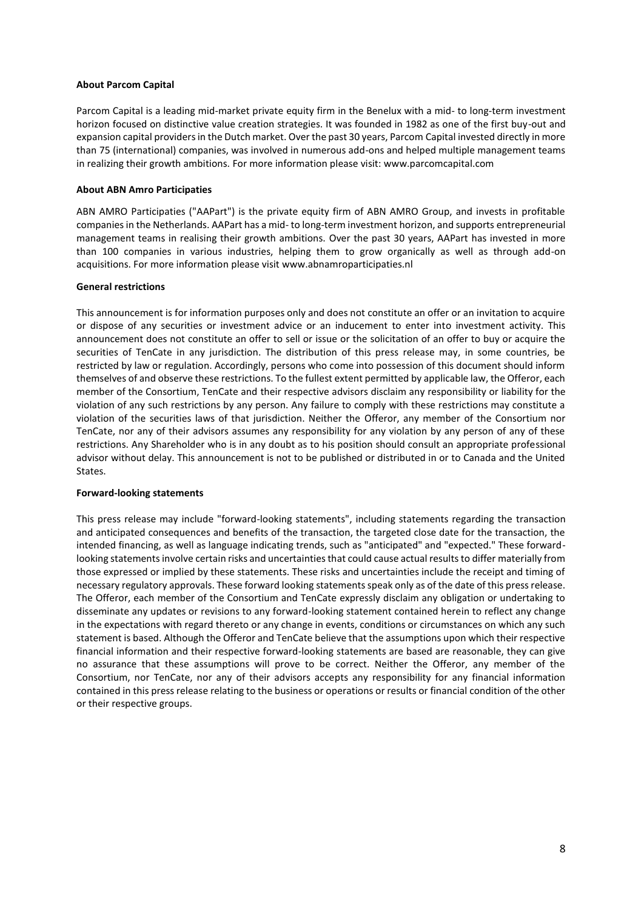**About Parcom Capital**

Parcom Capital is a leading mid-market private equity firm in the Benelux with a mid- to long-term investment horizon focused on distinctive value creation strategies. It was founded in 1982 as one of the first buy-out and expansion capital providers in the Dutch market. Over the past 30 years, Parcom Capital invested directly in more than 75 (international) companies, was involved in numerous add-ons and helped multiple management teams in realizing their growth ambitions. For more information please visit: www.parcomcapital.com

**About ABN Amro Participaties**

ABN AMRO Participaties ("AAPart") is the private equity firm of ABN AMRO Group, and invests in profitable companies in the Netherlands. AAPart has a mid- to long-term investment horizon, and supports entrepreneurial management teams in realising their growth ambitions. Over the past 30 years, AAPart has invested in more than 100 companies in various industries, helping them to grow organically as well as through add-on acquisitions. For more information please visit www.abnamroparticipaties.nl

**General restrictions**

This announcement is for information purposes only and does not constitute an offer or an invitation to acquire or dispose of any securities or investment advice or an inducement to enter into investment activity. This announcement does not constitute an offer to sell or issue or the solicitation of an offer to buy or acquire the securities of TenCate in any jurisdiction. The distribution of this press release may, in some countries, be restricted by law or regulation. Accordingly, persons who come into possession of this document should inform themselves of and observe these restrictions. To the fullest extent permitted by applicable law, the Offeror, each member of the Consortium, TenCate and their respective advisors disclaim any responsibility or liability for the violation of any such restrictions by any person. Any failure to comply with these restrictions may constitute a violation of the securities laws of that jurisdiction. Neither the Offeror, any member of the Consortium nor TenCate, nor any of their advisors assumes any responsibility for any violation by any person of any of these restrictions. Any Shareholder who is in any doubt as to his position should consult an appropriate professional advisor without delay. This announcement is not to be published or distributed in or to Canada and the United States.

**Forward-looking statements**

This press release may include "forward-looking statements", including statements regarding the transaction and anticipated consequences and benefits of the transaction, the targeted close date for the transaction, the intended financing, as well as language indicating trends, such as "anticipated" and "expected." These forward-looking statements involve certain risks and uncertainties that could cause actual results to differ materially from those expressed or implied by these statements. These risks and uncertainties include the receipt and timing of necessary regulatory approvals. These forward looking statements speak only as of the date of this press release. The Offeror, each member of the Consortium and TenCate expressly disclaim any obligation or undertaking to disseminate any updates or revisions to any forward-looking statement contained herein to reflect any change in the expectations with regard thereto or any change in events, conditions or circumstances on which any such statement is based. Although the Offeror and TenCate believe that the assumptions upon which their respective financial information and their respective forward-looking statements are based are reasonable, they can give no assurance that these assumptions will prove to be correct. Neither the Offeror, any member of the Consortium, nor TenCate, nor any of their advisors accepts any responsibility for any financial information contained in this press release relating to the business or operations or results or financial condition of the other or their respective groups.